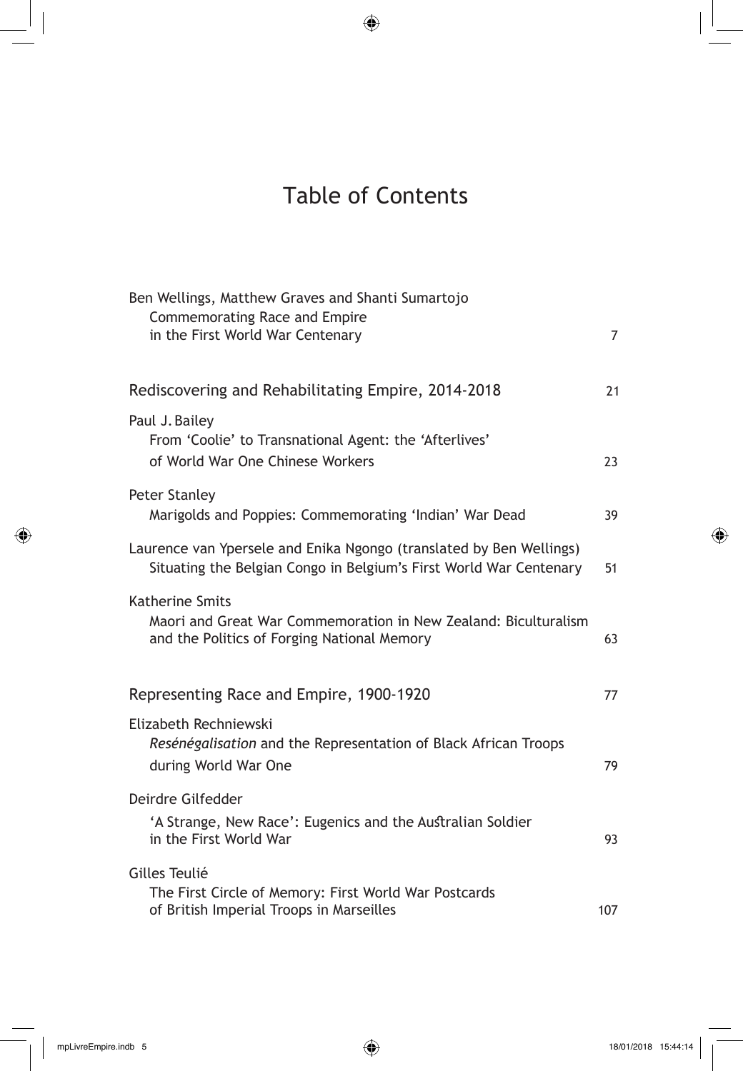# Table of Contents

Ben Wellings, Matthew Graves and Shanti Sumartojo
Commemorating Race and Empire in the First World War Centenary — 7

## Rediscovering and Rehabilitating Empire, 2014-2018 — 21

Paul J. Bailey
From 'Coolie' to Transnational Agent: the 'Afterlives' of World War One Chinese Workers — 23

Peter Stanley
Marigolds and Poppies: Commemorating 'Indian' War Dead — 39

Laurence van Ypersele and Enika Ngongo (translated by Ben Wellings)
Situating the Belgian Congo in Belgium's First World War Centenary — 51

Katherine Smits
Maori and Great War Commemoration in New Zealand: Biculturalism and the Politics of Forging National Memory — 63

## Representing Race and Empire, 1900-1920 — 77

Elizabeth Rechniewski
*Resénégalisation* and the Representation of Black African Troops during World War One — 79

Deirdre Gilfedder
'A Strange, New Race': Eugenics and the Australian Soldier in the First World War — 93

Gilles Teulié
The First Circle of Memory: First World War Postcards of British Imperial Troops in Marseilles — 107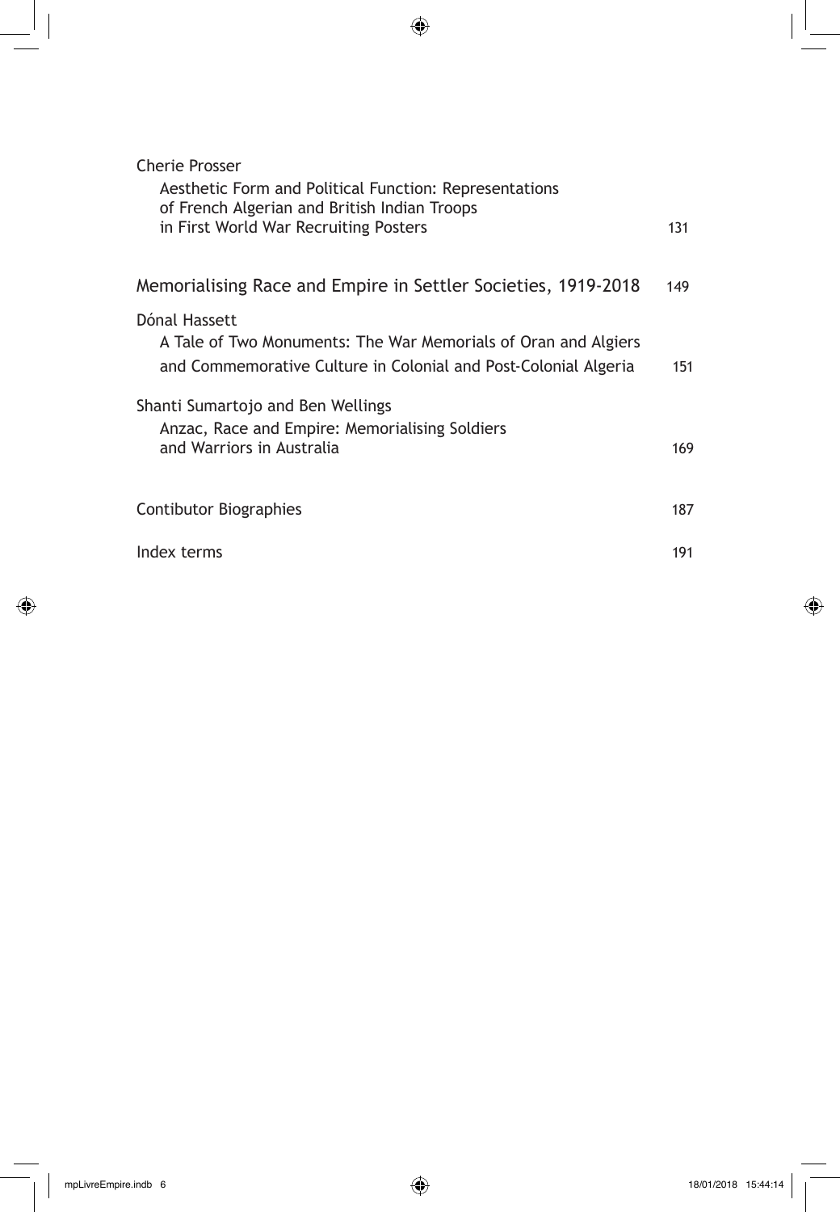Cherie Prosser
Aesthetic Form and Political Function: Representations of French Algerian and British Indian Troops in First World War Recruiting Posters 131

## Memorialising Race and Empire in Settler Societies, 1919-2018 149

Dónal Hassett
A Tale of Two Monuments: The War Memorials of Oran and Algiers and Commemorative Culture in Colonial and Post-Colonial Algeria 151

Shanti Sumartojo and Ben Wellings
Anzac, Race and Empire: Memorialising Soldiers and Warriors in Australia 169

Contibutor Biographies 187

Index terms 191